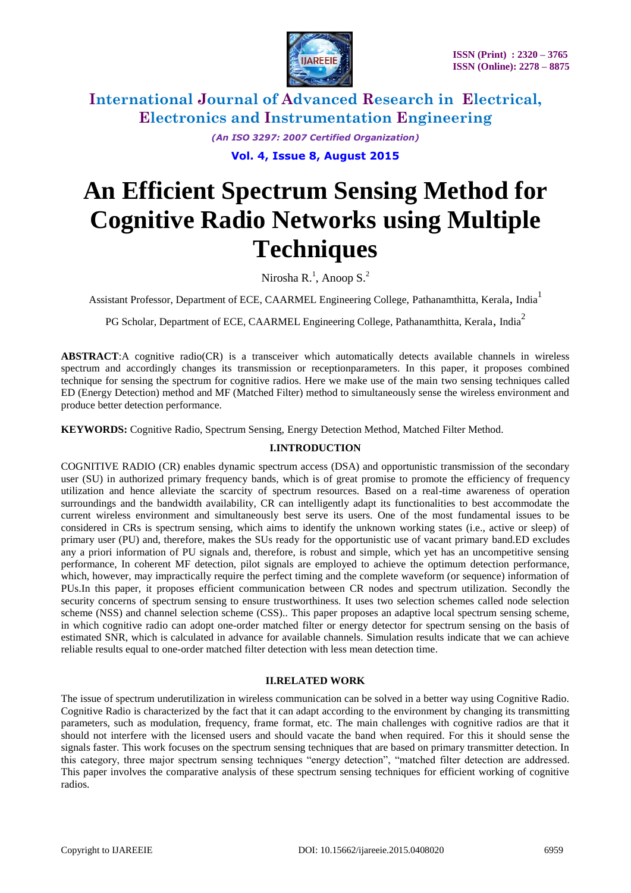# An Efficient Spectrum Sensing Method for Cognitive Radio Networks using Multiple Techniques

Nirosha R.[1], Anoop S.[2]

Assistant Professor, Department of ECE, CAARMEL Engineering College, Pathanamthitta, Kerala, India[1]

PG Scholar, Department of ECE, CAARMEL Engineering College, Pathanamthitta, Kerala, India[2]

**ABSTRACT**:A cognitive radio(CR) is a transceiver which automatically detects available channels in wireless spectrum and accordingly changes its transmission or receptionparameters. In this paper, it proposes combined technique for sensing the spectrum for cognitive radios. Here we make use of the main two sensing techniques called ED (Energy Detection) method and MF (Matched Filter) method to simultaneously sense the wireless environment and produce better detection performance.

**KEYWORDS:** Cognitive Radio, Spectrum Sensing, Energy Detection Method, Matched Filter Method.

## I.INTRODUCTION

COGNITIVE RADIO (CR) enables dynamic spectrum access (DSA) and opportunistic transmission of the secondary user (SU) in authorized primary frequency bands, which is of great promise to promote the efficiency of frequency utilization and hence alleviate the scarcity of spectrum resources. Based on a real-time awareness of operation surroundings and the bandwidth availability, CR can intelligently adapt its functionalities to best accommodate the current wireless environment and simultaneously best serve its users. One of the most fundamental issues to be considered in CRs is spectrum sensing, which aims to identify the unknown working states (i.e., active or sleep) of primary user (PU) and, therefore, makes the SUs ready for the opportunistic use of vacant primary band.ED excludes any a priori information of PU signals and, therefore, is robust and simple, which yet has an uncompetitive sensing performance, In coherent MF detection, pilot signals are employed to achieve the optimum detection performance, which, however, may impractically require the perfect timing and the complete waveform (or sequence) information of PUs.In this paper, it proposes efficient communication between CR nodes and spectrum utilization. Secondly the security concerns of spectrum sensing to ensure trustworthiness. It uses two selection schemes called node selection scheme (NSS) and channel selection scheme (CSS).. This paper proposes an adaptive local spectrum sensing scheme, in which cognitive radio can adopt one-order matched filter or energy detector for spectrum sensing on the basis of estimated SNR, which is calculated in advance for available channels. Simulation results indicate that we can achieve reliable results equal to one-order matched filter detection with less mean detection time.

## II.RELATED WORK

The issue of spectrum underutilization in wireless communication can be solved in a better way using Cognitive Radio. Cognitive Radio is characterized by the fact that it can adapt according to the environment by changing its transmitting parameters, such as modulation, frequency, frame format, etc. The main challenges with cognitive radios are that it should not interfere with the licensed users and should vacate the band when required. For this it should sense the signals faster. This work focuses on the spectrum sensing techniques that are based on primary transmitter detection. In this category, three major spectrum sensing techniques "energy detection", "matched filter detection are addressed. This paper involves the comparative analysis of these spectrum sensing techniques for efficient working of cognitive radios.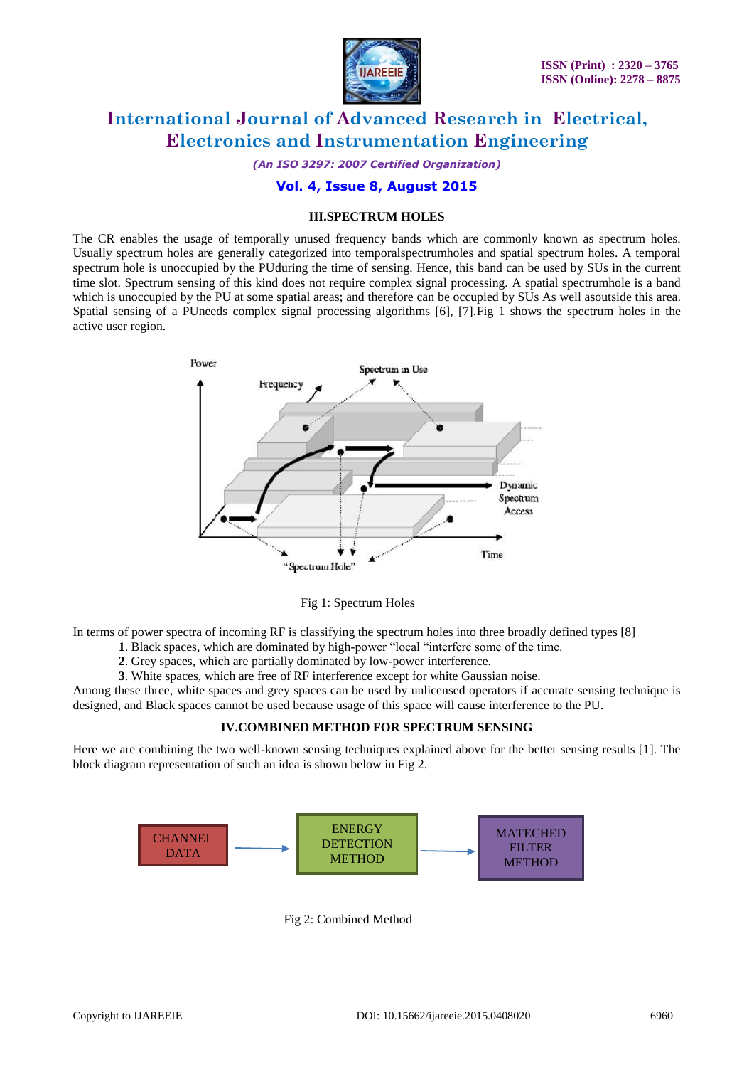### III.SPECTRUM HOLES

The CR enables the usage of temporally unused frequency bands which are commonly known as spectrum holes. Usually spectrum holes are generally categorized into temporalspectrumholes and spatial spectrum holes. A temporal spectrum hole is unoccupied by the PUduring the time of sensing. Hence, this band can be used by SUs in the current time slot. Spectrum sensing of this kind does not require complex signal processing. A spatial spectrumhole is a band which is unoccupied by the PU at some spatial areas; and therefore can be occupied by SUs As well asoutside this area. Spatial sensing of a PUneeds complex signal processing algorithms [6], [7].Fig 1 shows the spectrum holes in the active user region.

Fig 1: Spectrum Holes

In terms of power spectra of incoming RF is classifying the spectrum holes into three broadly defined types [8]

**1**. Black spaces, which are dominated by high-power "local "interfere some of the time.
**2**. Grey spaces, which are partially dominated by low-power interference.
**3**. White spaces, which are free of RF interference except for white Gaussian noise.

Among these three, white spaces and grey spaces can be used by unlicensed operators if accurate sensing technique is designed, and Black spaces cannot be used because usage of this space will cause interference to the PU.

### IV.COMBINED METHOD FOR SPECTRUM SENSING

Here we are combining the two well-known sensing techniques explained above for the better sensing results [1]. The block diagram representation of such an idea is shown below in Fig 2.

Fig 2: Combined Method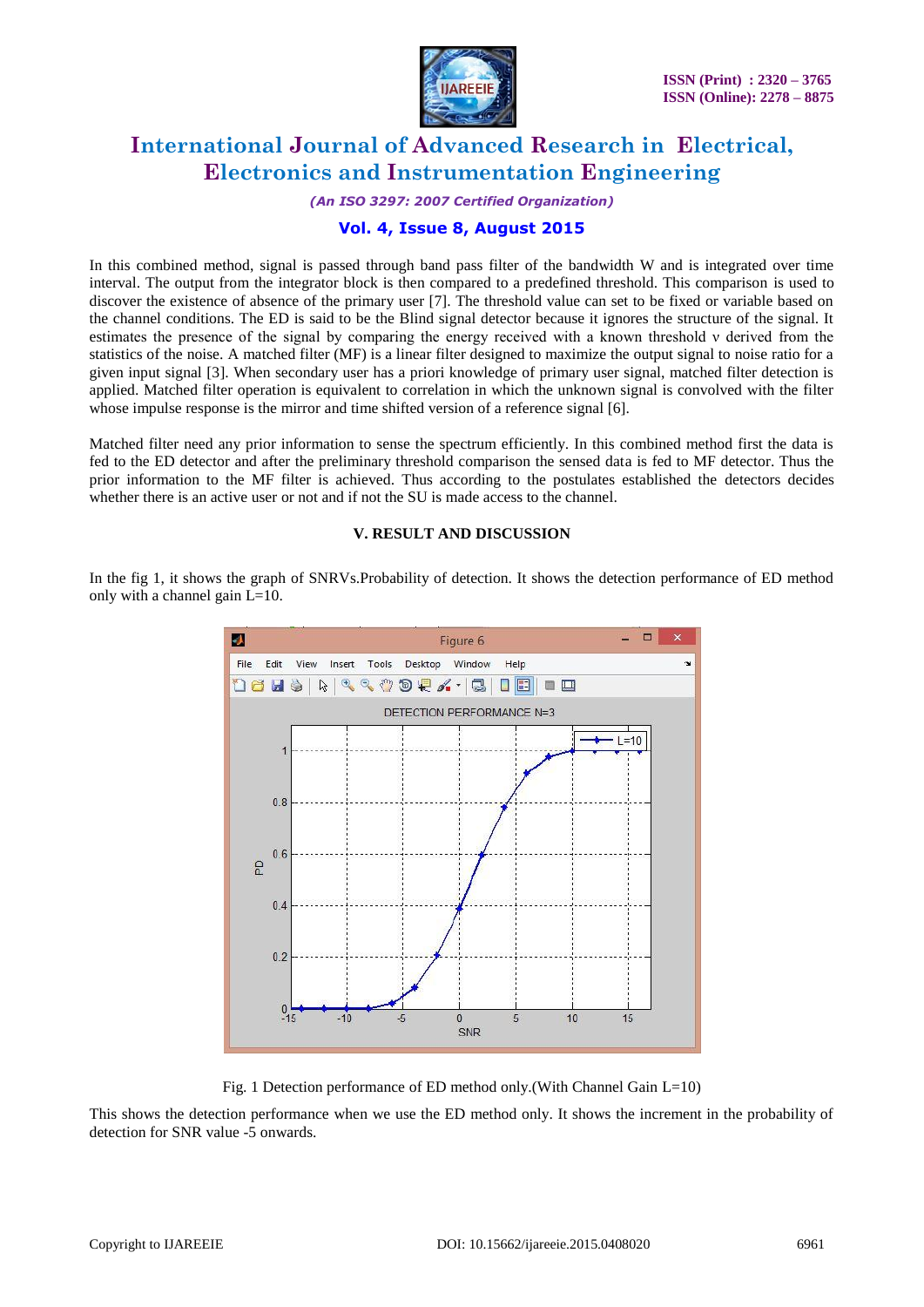In this combined method, signal is passed through band pass filter of the bandwidth W and is integrated over time interval. The output from the integrator block is then compared to a predefined threshold. This comparison is used to discover the existence of absence of the primary user [7]. The threshold value can set to be fixed or variable based on the channel conditions. The ED is said to be the Blind signal detector because it ignores the structure of the signal. It estimates the presence of the signal by comparing the energy received with a known threshold ν derived from the statistics of the noise. A matched filter (MF) is a linear filter designed to maximize the output signal to noise ratio for a given input signal [3]. When secondary user has a priori knowledge of primary user signal, matched filter detection is applied. Matched filter operation is equivalent to correlation in which the unknown signal is convolved with the filter whose impulse response is the mirror and time shifted version of a reference signal [6].

Matched filter need any prior information to sense the spectrum efficiently. In this combined method first the data is fed to the ED detector and after the preliminary threshold comparison the sensed data is fed to MF detector. Thus the prior information to the MF filter is achieved. Thus according to the postulates established the detectors decides whether there is an active user or not and if not the SU is made access to the channel.

### V. RESULT AND DISCUSSION

In the fig 1, it shows the graph of SNRVs.Probability of detection. It shows the detection performance of ED method only with a channel gain L=10.

Fig. 1 Detection performance of ED method only.(With Channel Gain L=10)

This shows the detection performance when we use the ED method only. It shows the increment in the probability of detection for SNR value -5 onwards.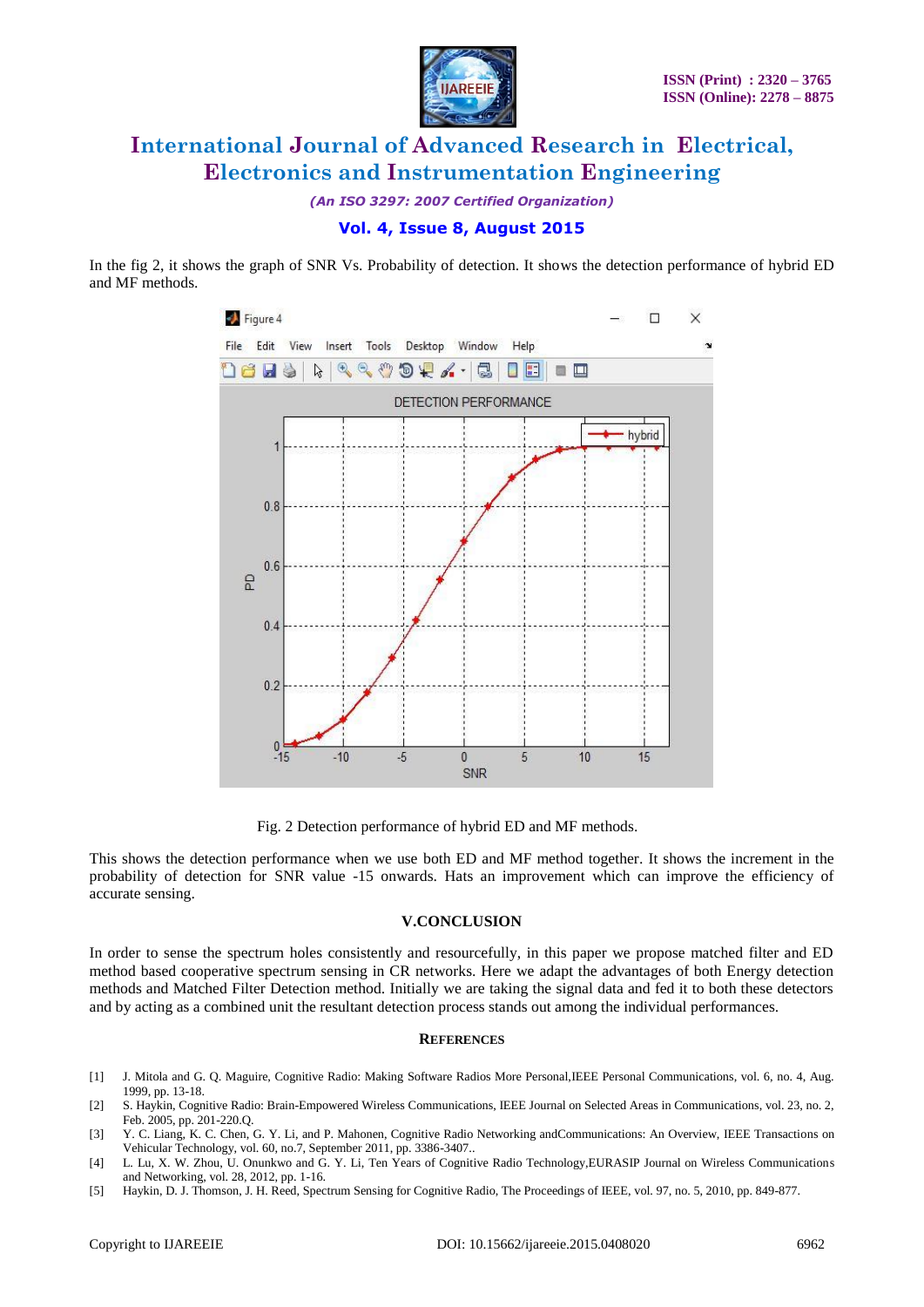In the fig 2, it shows the graph of SNR Vs. Probability of detection. It shows the detection performance of hybrid ED and MF methods.

Fig. 2 Detection performance of hybrid ED and MF methods.

This shows the detection performance when we use both ED and MF method together. It shows the increment in the probability of detection for SNR value -15 onwards. Hats an improvement which can improve the efficiency of accurate sensing.

## V.CONCLUSION

In order to sense the spectrum holes consistently and resourcefully, in this paper we propose matched filter and ED method based cooperative spectrum sensing in CR networks. Here we adapt the advantages of both Energy detection methods and Matched Filter Detection method. Initially we are taking the signal data and fed it to both these detectors and by acting as a combined unit the resultant detection process stands out among the individual performances.

## REFERENCES

[1] J. Mitola and G. Q. Maguire, Cognitive Radio: Making Software Radios More Personal,IEEE Personal Communications, vol. 6, no. 4, Aug. 1999, pp. 13-18.

[2] S. Haykin, Cognitive Radio: Brain-Empowered Wireless Communications, IEEE Journal on Selected Areas in Communications, vol. 23, no. 2, Feb. 2005, pp. 201-220.Q.

[3] Y. C. Liang, K. C. Chen, G. Y. Li, and P. Mahonen, Cognitive Radio Networking andCommunications: An Overview, IEEE Transactions on Vehicular Technology, vol. 60, no.7, September 2011, pp. 3386-3407..

[4] L. Lu, X. W. Zhou, U. Onunkwo and G. Y. Li, Ten Years of Cognitive Radio Technology,EURASIP Journal on Wireless Communications and Networking, vol. 28, 2012, pp. 1-16.

[5] Haykin, D. J. Thomson, J. H. Reed, Spectrum Sensing for Cognitive Radio, The Proceedings of IEEE, vol. 97, no. 5, 2010, pp. 849-877.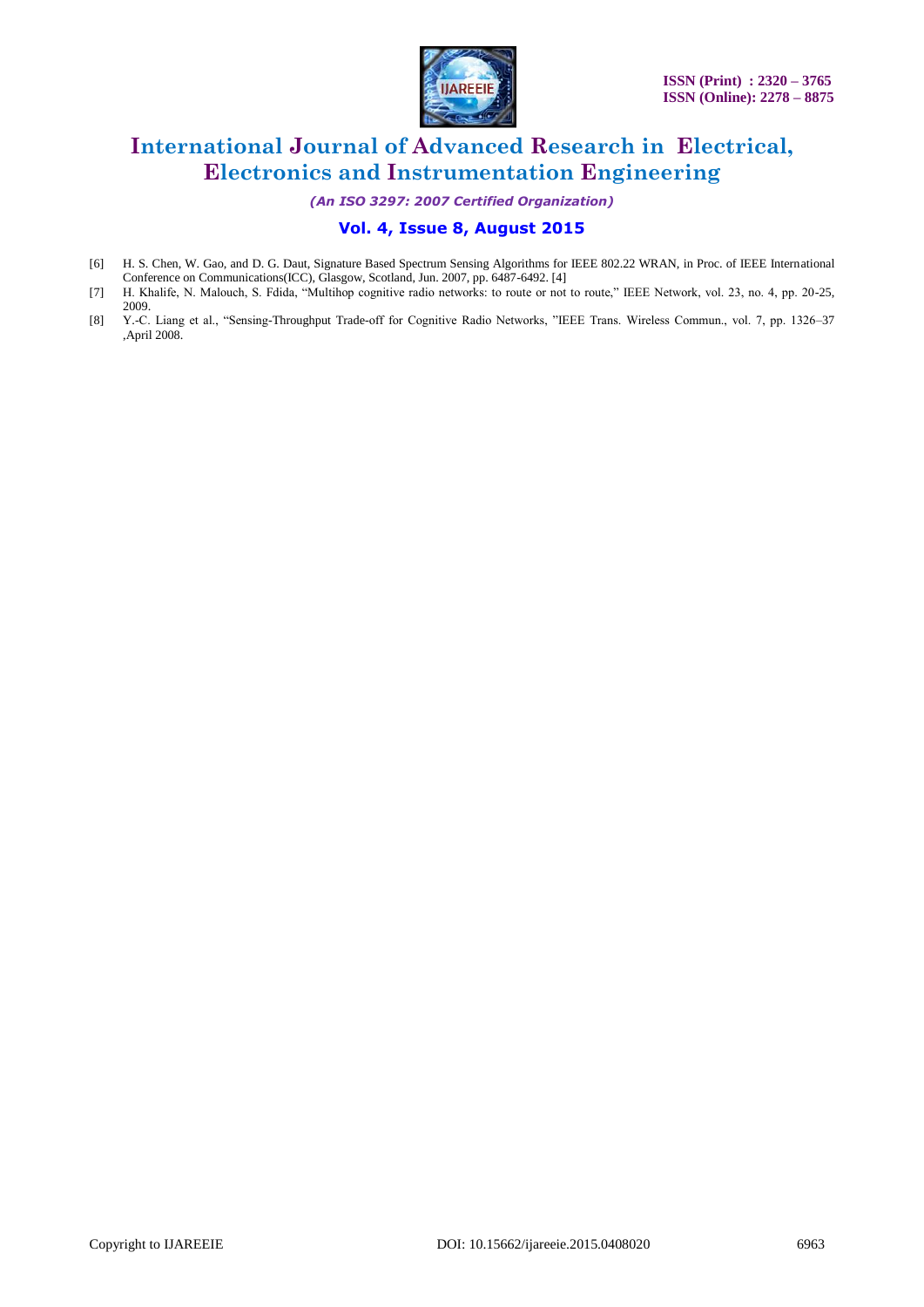[6] H. S. Chen, W. Gao, and D. G. Daut, Signature Based Spectrum Sensing Algorithms for IEEE 802.22 WRAN, in Proc. of IEEE International Conference on Communications(ICC), Glasgow, Scotland, Jun. 2007, pp. 6487-6492. [4]

[7] H. Khalife, N. Malouch, S. Fdida, “Multihop cognitive radio networks: to route or not to route,” IEEE Network, vol. 23, no. 4, pp. 20-25, 2009.

[8] Y.-C. Liang et al., “Sensing-Throughput Trade-off for Cognitive Radio Networks, ”IEEE Trans. Wireless Commun., vol. 7, pp. 1326–37 ,April 2008.